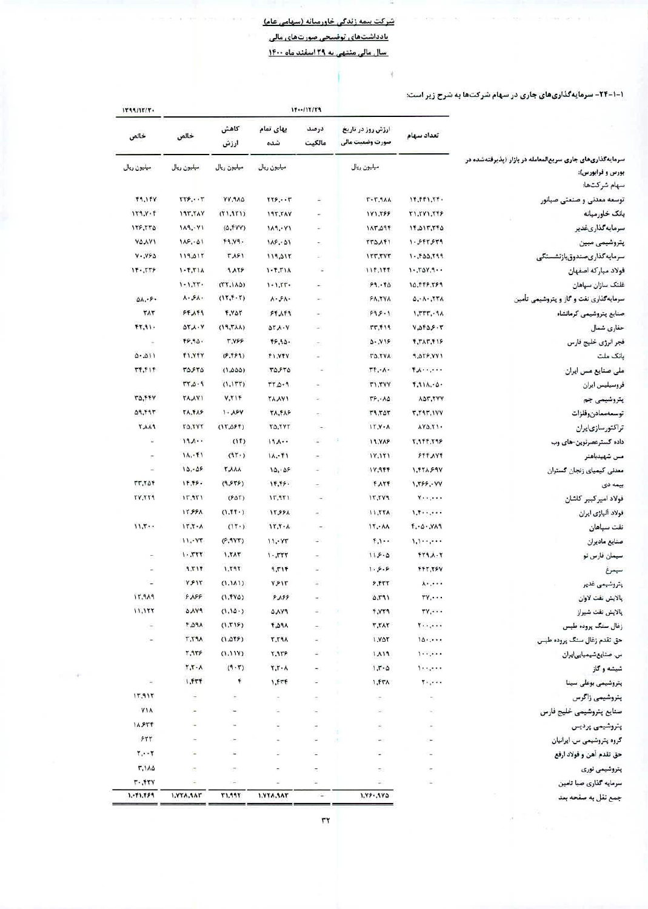شرکت بیمه زندگی خاورمیانه (سهامی عام)

یادداشت‌های توضیحی صورت‌های مالی

سال مالی منتهی به ۲۹ اسفند ماه ۱۴۰۰

۲۴-۱-۱- سرمایه‌گذاری‌های جاری در سهام شرکت‌ها به شرح زیر است:

| | تعداد سهام | ارزش روز در تاریخ صورت وضعیت مالی | درصد مالکیت | بهای تمام شده | کاهش ارزش | خالص | خالص |
|---|---|---|---|---|---|---|---|
| | ۱۴۰۰/۱۲/۲۹ | | | | | | ۱۳۹۹/۱۲/۳۰ |
| | | میلیون ریال | | میلیون ریال | میلیون ریال | میلیون ریال | میلیون ریال |
| سرمایه‌گذاری‌های جاری سریع‌المعامله در بازار (پذیرفته‌شده در بورس و فرابورس): | | | | | | | |
| سهام شرکت‌ها: | | | | | | | |
| توسعه معدنی و صنعتی صبانور | ۱۴،۴۴۱،۲۴۰ | ۳۰۳،۹۸۸ | - | ۲۲۶،۰۰۳ | ۷۷،۹۸۵ | ۲۲۶،۰۰۳ | ۴۹،۱۴۷ |
| بانک خاورمیانه | ۲۱،۲۷۱،۲۲۶ | ۱۷۱،۲۶۶ | - | ۱۹۳،۲۸۷ | (۲۱،۹۲۱) | ۱۹۳،۲۸۷ | ۱۲۹،۷۰۴ |
| سرمایه‌گذاری‌غدیر | ۱۴،۵۱۳،۳۴۵ | ۱۸۳،۵۹۴ | - | ۱۸۹،۰۷۱ | (۵،۴۷۷) | ۱۸۹،۰۷۱ | ۱۲۶،۲۳۵ |
| پتروشیمی مبین | ۱۰،۶۴۲،۶۳۹ | ۲۳۵،۸۴۱ | - | ۱۸۶،۰۵۱ | ۴۹،۷۹۰ | ۱۸۶،۰۵۱ | ۷۵،۸۷۱ |
| سرمایه‌گذاری‌صندوق‌بازنشستگی | ۱۰،۴۵۵،۲۹۹ | ۱۲۳،۳۷۳ | - | ۱۱۹،۵۱۲ | ۳،۸۶۱ | ۱۱۹،۵۱۲ | ۷۰،۷۶۵ |
| فولاد مبارکه اصفهان | ۱۰،۳۵۷،۹۰۰ | ۱۱۴،۱۴۴ | - | ۱۰۴،۳۱۸ | ۹،۸۲۶ | ۱۰۴،۳۱۸ | ۱۴۰،۲۲۶ |
| غلتک سازان سپاهان | ۱۵،۴۴۶،۲۶۹ | ۶۹،۰۴۵ | - | ۱۰۱،۲۳۰ | (۳۲،۱۸۵) | ۱۰۱،۲۳۰ | |
| سرمایه‌گذاری نفت و گاز و پتروشیمی تأمین | ۵،۰۸۰،۲۳۸ | ۶۸،۲۷۸ | - | ۸۰،۶۸۰ | (۱۲،۴۰۲) | ۸۰،۶۸۰ | ۵۸،۰۶۰ |
| صنایع پتروشیمی کرمانشاه | ۱،۳۳۳،۰۹۸ | ۶۹،۶۰۱ | - | ۶۴،۸۴۹ | ۴،۷۵۲ | ۶۴،۸۴۹ | ۲۸۳ |
| حفاری شمال | ۷،۵۴۵،۶۰۳ | ۳۳،۴۱۹ | - | ۵۳،۸۰۷ | (۱۹،۳۸۸) | ۵۳،۸۰۷ | ۴۲،۹۱۰ |
| فجر انرژی خلیج فارس | ۴،۳۸۳،۴۱۶ | ۵۰،۷۱۶ | - | ۴۶،۹۵۰ | ۳،۷۶۶ | ۴۶،۹۵۰ | - |
| بانک ملت | ۹،۵۱۶،۷۷۱ | ۳۵،۲۷۸ | - | ۴۱،۷۴۷ | (۶،۴۶۹) | ۴۱،۷۴۷ | ۵۰،۵۱۱ |
| ملی صنایع مس ایران | ۴،۸۰۰،۰۰۰ | ۳۴،۰۸۰ | - | ۳۵،۶۳۵ | (۱،۵۵۵) | ۳۵،۶۳۵ | ۳۴،۶۱۴ |
| فروسیلیس ایران | ۴،۹۱۸،۰۵۰ | ۳۱،۳۷۷ | - | ۳۳،۵۰۹ | (۱،۱۳۲) | ۳۳،۵۰۹ | |
| پتروشیمی جم | ۸۵۳،۲۷۷ | ۳۶،۰۸۵ | - | ۲۸،۸۷۱ | ۷،۲۱۴ | ۲۸،۸۷۱ | ۳۵،۴۴۷ |
| توسعه‌معادن‌وفلزات | ۳،۲۹۳،۱۷۷ | ۳۹،۳۵۳ | - | ۲۸،۴۸۶ | ۱۰،۸۶۷ | ۲۸،۴۸۶ | ۵۹،۴۹۳ |
| تراکتورسازی‌ایران | ۸۷۵،۲۱۰ | ۱۲،۷۰۸ | - | ۲۵،۲۷۲ | (۱۲،۵۶۴) | ۲۵،۲۷۲ | ۲،۸۸۹ |
| داده گسترعصرنوین-های وب | ۲،۹۴۴،۲۹۶ | ۱۹،۷۸۶ | - | ۱۹،۸۰۰ | (۱۴) | ۱۹،۸۰۰ | - |
| مس شهیدباهنر | ۶۴۴،۸۷۴ | ۱۷،۱۲۱ | - | ۱۸،۰۴۱ | (۹۲۰) | ۱۸،۰۴۱ | - |
| معدنی کیمیای زنجان گستران | ۱،۴۲۸،۶۹۷ | ۱۷،۹۴۴ | - | ۱۵،۰۵۶ | ۲،۸۸۸ | ۱۵،۰۵۶ | - |
| بیمه دی | ۱،۳۶۶،۰۷۷ | ۴،۸۲۴ | - | ۱۴،۴۶۰ | (۹،۶۳۶) | ۱۴،۴۶۰ | ۳۳،۲۵۴ |
| فولاد امیرکبیر کاشان | ۷۰۰،۰۰۰ | ۱۳،۲۷۹ | - | ۱۳،۹۳۱ | (۶۵۲) | ۱۳،۹۳۱ | ۲۷،۲۲۹ |
| فولاد آلیاژی ایران | ۱،۴۰۰،۰۰۰ | ۱۱،۲۲۸ | - | ۱۲،۶۶۸ | (۱،۴۴۰) | ۱۲،۶۶۸ | |
| نفت سپاهان | ۴،۰۵۰،۷۸۹ | ۱۲،۰۸۸ | - | ۱۲،۲۰۸ | (۱۲۰) | ۱۲،۲۰۸ | ۱۱،۳۰۰ |
| صنایع مادیران | ۱،۱۰۰،۰۰۰ | ۴،۱۰۰ | - | ۱۱،۰۷۳ | (۶،۹۷۳) | ۱۱،۰۷۳ | |
| سیمان فارس نو | ۴۲۹،۸۰۲ | ۱۱،۶۰۵ | - | ۱۰،۳۲۲ | ۱،۲۸۳ | ۱۰،۳۲۲ | - |
| سیمرغ | ۴۴۲،۲۶۷ | ۱۰،۶۰۶ | - | ۹،۳۱۴ | ۱،۲۹۲ | ۹،۳۱۴ | - |
| پتروشیمی غدیر | ۸۰،۰۰۰ | ۶،۴۳۲ | - | ۷،۶۱۳ | (۱،۱۸۱) | ۷،۶۱۳ | - |
| پالایش نفت لاوان | ۳۷،۰۰۰ | ۵،۳۹۱ | - | ۶،۸۶۶ | (۱،۴۷۵) | ۶،۸۶۶ | ۱۲،۹۸۹ |
| پالایش نفت شیراز | ۳۷،۰۰۰ | ۴،۷۲۹ | - | ۵،۸۷۹ | (۱،۱۵۰) | ۵،۸۷۹ | ۱۱،۱۲۲ |
| زغال سنگ پرورده طبس | ۲۰۰،۰۰۰ | ۳،۲۸۲ | - | ۴،۵۹۸ | (۱،۳۱۶) | ۴،۵۹۸ | - |
| حق تقدم زغال سنگ پرورده طبس | ۱۵۰،۰۰۰ | ۱،۷۵۲ | - | ۳،۲۹۸ | (۱،۵۴۶) | ۳،۲۹۸ | - |
| س. صنایع‌شیمیایی‌ایران | ۱۰۰،۰۰۰ | ۱،۸۱۹ | - | ۲،۹۳۶ | (۱،۱۱۷) | ۲،۹۳۶ | |
| شیشه و گاز | ۱۰۰،۰۰۰ | ۱،۳۰۵ | - | ۲،۲۰۸ | (۹۰۳) | ۲،۲۰۸ | |
| پتروشیمی بوعلی سینا | ۲۰،۰۰۰ | ۱،۴۳۸ | - | ۱،۴۳۴ | ۴ | ۱،۴۳۴ | - |
| پتروشیمی زاگرس | - | - | - | - | - | - | ۱۳،۹۱۳ |
| صنایع پتروشیمی خلیج فارس | - | - | - | - | - | - | ۷۱۸ |
| پتروشیمی پردیس | - | - | - | - | - | - | ۱۸،۶۳۴ |
| گروه پتروشیمی س. ایرانیان | - | - | - | - | - | - | ۶۲۲ |
| حق تقدم آهن و فولاد ارفع | - | - | - | - | - | - | ۲،۰۰۲ |
| پتروشیمی نوری | - | - | - | - | - | - | ۳،۱۸۵ |
| سرمایه گذاری صبا تامین | - | - | - | - | - | - | ۳۰،۴۲۷ |
| جمع نقل به صفحه بعد | | ۱،۷۶۰،۹۷۵ | - | ۱،۷۲۸،۹۸۳ | ۳۱،۹۹۲ | ۱،۷۲۸،۹۸۳ | ۱،۰۴۱،۴۶۹ |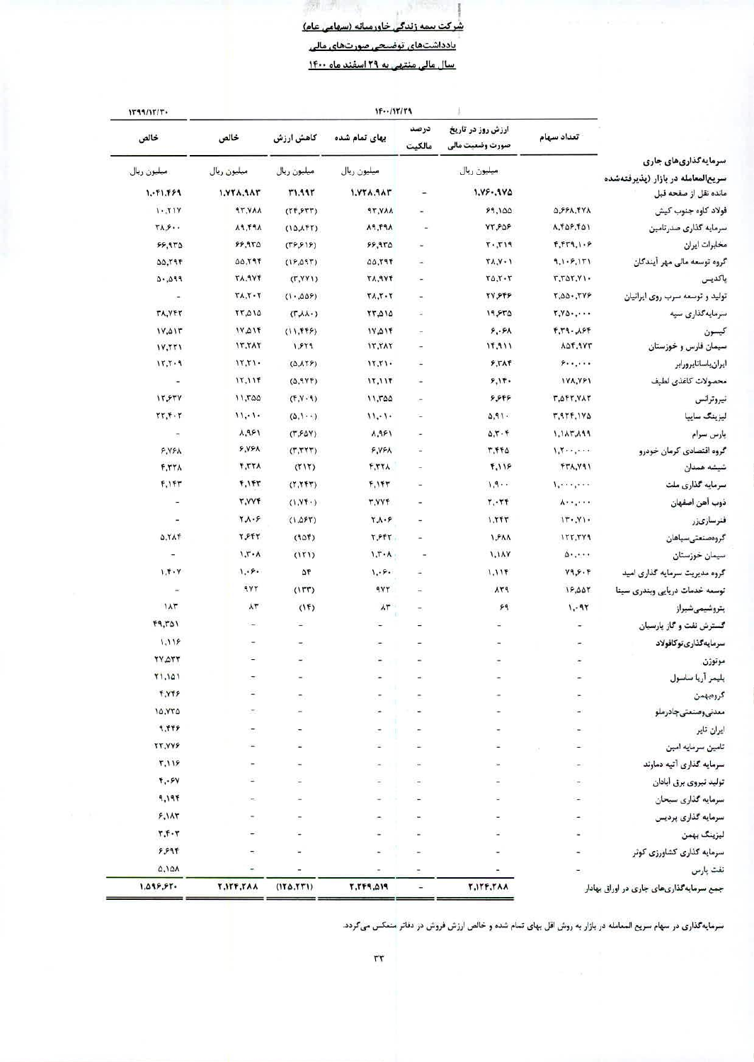**شرکت بیمه زندگی خاورمیانه (سهامی عام)**

**یادداشت‌های توضیحی صورت‌های مالی**

**سال مالی منتهی به ۲۹ اسفند ماه ۱۴۰۰**

| سرمایه‌گذاری‌های جاری | تعداد سهام | ارزش روز در تاریخ صورت وضعیت مالی | درصد مالکیت | بهای تمام شده | کاهش ارزش | خالص | خالص |
|---|---|---|---|---|---|---|---|
| | | ۱۴۰۰/۱۲/۲۹ | | | | | ۱۳۹۹/۱۲/۳۰ |
| سریع‌المعامله در بازار (پذیرفته‌شده) | | میلیون ریال | | میلیون ریال | میلیون ریال | میلیون ریال | میلیون ریال |
| مانده نقل از صفحه قبل | | ۱،۷۶۰،۹۷۵ | - | ۱،۷۲۸،۹۸۳ | ۳۱،۹۹۲ | ۱،۷۲۸،۹۸۳ | ۱،۰۴۱،۴۶۹ |
| فولاد کاوه جنوب کیش | ۵،۶۶۸،۴۷۸ | ۶۹،۱۵۵ | - | ۹۳،۷۸۸ | (۲۴،۶۳۳) | ۹۳،۷۸۸ | ۱۰،۲۱۷ |
| سرمایه گذاری صدرتامین | ۸،۴۵۶،۴۵۱ | ۷۳،۶۵۶ | - | ۸۹،۴۹۸ | (۱۵،۸۴۲) | ۸۹،۴۹۸ | ۳۸،۶۰۰ |
| مخابرات ایران | ۴،۴۳۹،۱۰۶ | ۳۰،۳۱۹ | - | ۶۶،۹۳۵ | (۳۶،۶۱۶) | ۶۶،۹۳۵ | ۶۶،۹۳۵ |
| گروه توسعه مالی مهر آیندگان | ۹،۱۰۶،۱۳۱ | ۳۸،۷۰۱ | - | ۵۵،۲۹۴ | (۱۶،۵۹۳) | ۵۵،۲۹۴ | ۵۵،۲۹۴ |
| پاکدیس | ۳،۳۵۲،۷۱۰ | ۲۵،۲۰۳ | - | ۲۸،۹۷۴ | (۳،۷۷۱) | ۲۸،۹۷۴ | ۵۰،۵۹۹ |
| تولید و توسعه سرب روی ایرانیان | ۲،۵۵۰،۳۷۶ | ۲۷،۶۴۶ | - | ۳۸،۲۰۲ | (۱۰،۵۵۶) | ۳۸،۲۰۲ | - |
| سرمایه‌گذاری سپه | ۲،۷۵۰،۰۰۰ | ۱۹،۶۳۵ | - | ۲۳،۵۱۵ | (۳،۸۸۰) | ۲۳،۵۱۵ | ۳۸،۷۴۲ |
| کیسون | ۴،۳۹۰،۸۶۴ | ۶،۰۶۸ | - | ۱۷،۵۱۴ | (۱۱،۴۴۶) | ۱۷،۵۱۴ | ۱۷،۵۱۳ |
| سیمان فارس و خوزستان | ۸۵۴،۹۷۳ | ۱۴،۹۱۱ | - | ۱۳،۲۸۲ | ۱،۶۲۹ | ۱۳،۲۸۲ | ۱۷،۲۲۱ |
| ایران‌یاساتایرورابر | ۶۰۰،۰۰۰ | ۶،۳۸۴ | - | ۱۲،۲۱۰ | (۵،۸۲۶) | ۱۲،۲۱۰ | ۱۲،۲۰۹ |
| محصولات کاغذی لطیف | ۱۷۸،۷۶۱ | ۶،۱۴۰ | - | ۱۲،۱۱۴ | (۵،۹۷۴) | ۱۲،۱۱۴ | - |
| نیروترانس | ۳،۵۴۲،۷۸۲ | ۶،۶۴۶ | - | ۱۱،۳۵۵ | (۴،۷۰۹) | ۱۱،۳۵۵ | ۱۲،۶۳۷ |
| لیزینگ سایپا | ۳،۹۲۴،۱۷۵ | ۵،۹۱۰ | - | ۱۱،۰۱۰ | (۵،۱۰۰) | ۱۱،۰۱۰ | ۲۲،۴۰۲ |
| پارس سرام | ۱،۱۸۳،۸۹۹ | ۵،۳۰۴ | - | ۸،۹۶۱ | (۳،۶۵۷) | ۸،۹۶۱ | - |
| گروه اقتصادی کرمان خودرو | ۱،۲۰۰،۰۰۰ | ۳،۴۴۵ | - | ۶،۷۶۸ | (۳،۳۲۳) | ۶،۷۶۸ | ۶،۷۶۸ |
| شیشه همدان | ۴۳۸،۷۹۱ | ۴،۱۱۶ | - | ۴،۳۲۸ | (۲۱۲) | ۴،۳۲۸ | ۴،۳۲۸ |
| سرمایه گذاری ملت | ۱،۰۰۰،۰۰۰ | ۱،۹۰۰ | - | ۴،۱۴۳ | (۲،۲۴۳) | ۴،۱۴۳ | ۴،۱۴۳ |
| ذوب آهن اصفهان | ۸۰۰،۰۰۰ | ۲،۰۳۴ | - | ۳،۷۷۴ | (۱،۷۴۰) | ۳،۷۷۴ | - |
| فنرسازی‌زر | ۱۳۰،۷۱۰ | ۱،۲۲۳ | - | ۲،۸۰۶ | (۱،۵۸۳) | ۲،۸۰۶ | - |
| گروه‌صنعتی‌سپاهان | ۱۲۲،۳۷۹ | ۱،۶۸۸ | - | ۲،۶۴۲ | (۹۵۴) | ۲،۶۴۲ | ۵،۲۸۴ |
| سیمان خوزستان | ۵۰،۰۰۰ | ۱،۱۸۷ | - | ۱،۳۰۸ | (۱۲۱) | ۱،۳۰۸ | - |
| گروه مدیریت سرمایه گذاری امید | ۷۹،۶۰۴ | ۱،۱۱۴ | - | ۱،۰۶۰ | ۵۴ | ۱،۰۶۰ | ۱،۴۰۷ |
| توسعه خدمات دریایی وبندری سینا | ۱۶،۵۵۲ | ۸۳۹ | - | ۹۷۲ | (۱۳۳) | ۹۷۲ | - |
| پتروشیمی‌شیراز | ۱،۰۹۲ | ۶۹ | - | ۸۳ | (۱۴) | ۸۳ | ۱۸۳ |
| گسترش نفت و گاز پارسیان | - | - | - | - | - | - | ۴۹،۳۵۱ |
| سرمایه‌گذاری‌توکافولاد | - | - | - | - | - | - | ۱،۱۱۶ |
| موتوژن | - | - | - | - | - | - | ۲۷،۵۳۳ |
| پلیمر آریا ساسول | - | - | - | - | - | - | ۲۱،۱۵۱ |
| گروبهمن | - | - | - | - | - | - | ۴،۷۴۶ |
| معدنی‌وصنعتی‌چادرملو | - | - | - | - | - | - | ۱۵،۷۳۵ |
| ایران تایر | - | - | - | - | - | - | ۹،۴۴۶ |
| تامین سرمایه امین | - | - | - | - | - | - | ۲۲،۷۷۶ |
| سرمایه گذاری آتیه دماوند | - | - | - | - | - | - | ۳،۱۱۶ |
| تولید نیروی برق آبادان | - | - | - | - | - | - | ۴،۰۶۷ |
| سرمایه گذاری سبحان | - | - | - | - | - | - | ۹،۱۹۴ |
| سرمایه گذاری پردیس | - | - | - | - | - | - | ۶،۱۸۳ |
| لیزینگ بهمن | - | - | - | - | - | - | ۳،۴۰۳ |
| سرمایه گذاری کشاورزی کوثر | - | - | - | - | - | - | ۶،۶۹۴ |
| نفت پارس | - | - | - | - | - | - | ۵،۱۵۸ |
| جمع سرمایه‌گذاری‌های جاری در اوراق بهادار | | ۲،۱۲۴،۲۸۸ | - | ۲،۲۴۹،۵۱۹ | (۱۲۵،۲۳۱) | ۲،۱۲۴،۲۸۸ | ۱،۵۹۶،۶۲۰ |

سرمایه‌گذاری در سهام سریع المعامله در بازار به روش اقل بهای تمام شده و خالص ارزش فروش در دفاتر منعکس می‌گردد.